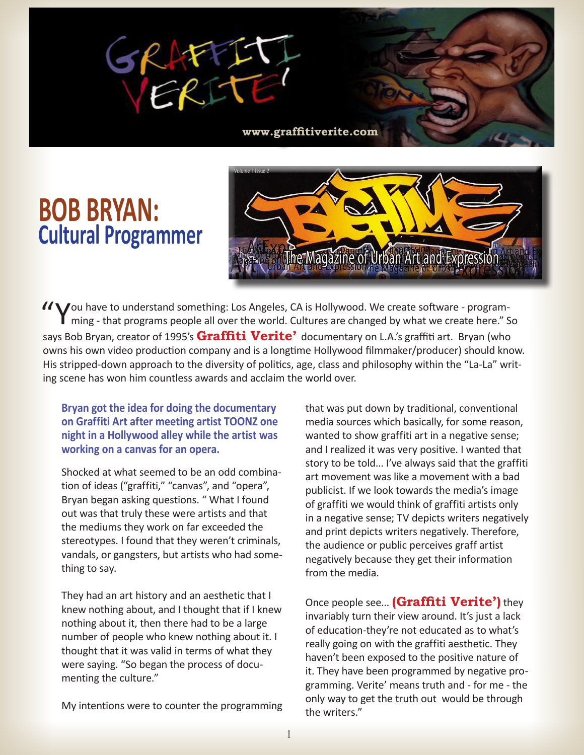# BOB BRYAN:
## Cultural Programmer

"You have to understand something: Los Angeles, CA is Hollywood. We create software - programming - that programs people all over the world. Cultures are changed by what we create here." So says Bob Bryan, creator of 1995's **Graffiti Verite'** documentary on L.A.'s graffiti art. Bryan (who owns his own video production company and is a longtime Hollywood filmmaker/producer) should know. His stripped-down approach to the diversity of politics, age, class and philosophy within the "La-La" writing scene has won him countless awards and acclaim the world over.

**Bryan got the idea for doing the documentary on Graffiti Art after meeting artist TOONZ one night in a Hollywood alley while the artist was working on a canvas for an opera.**

Shocked at what seemed to be an odd combination of ideas ("graffiti," "canvas", and "opera", Bryan began asking questions. " What I found out was that truly these were artists and that the mediums they work on far exceeded the stereotypes. I found that they weren't criminals, vandals, or gangsters, but artists who had something to say.

They had an art history and an aesthetic that I knew nothing about, and I thought that if I knew nothing about it, then there had to be a large number of people who knew nothing about it. I thought that it was valid in terms of what they were saying. "So began the process of documenting the culture."

My intentions were to counter the programming that was put down by traditional, conventional media sources which basically, for some reason, wanted to show graffiti art in a negative sense; and I realized it was very positive. I wanted that story to be told... I've always said that the graffiti art movement was like a movement with a bad publicist. If we look towards the media's image of graffiti we would think of graffiti artists only in a negative sense; TV depicts writers negatively and print depicts writers negatively. Therefore, the audience or public perceives graff artist negatively because they get their information from the media.

Once people see... **(Graffiti Verite')** they invariably turn their view around. It's just a lack of education-they're not educated as to what's really going on with the graffiti aesthetic. They haven't been exposed to the positive nature of it. They have been programmed by negative programming. Verite' means truth and - for me - the only way to get the truth out would be through the writers."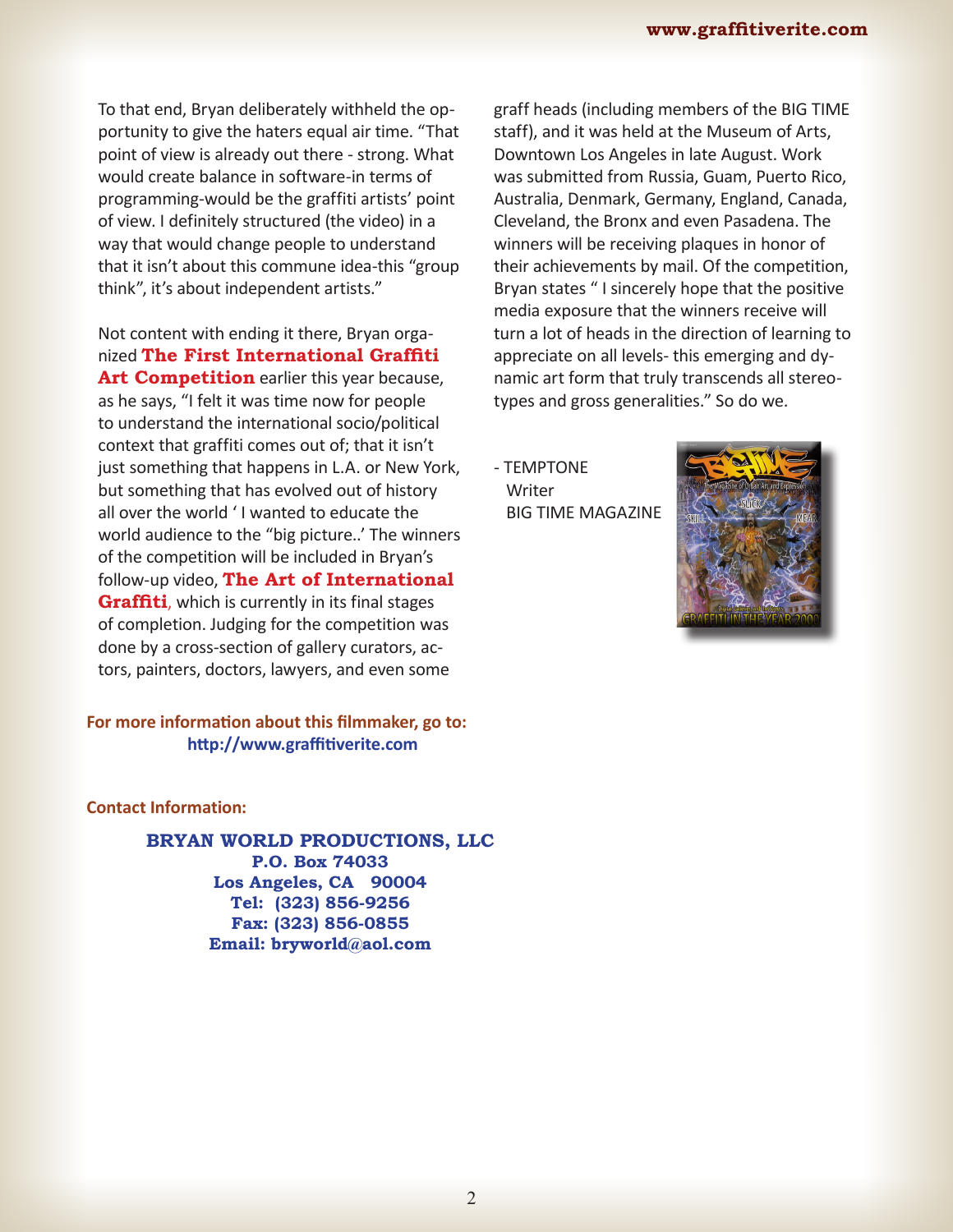To that end, Bryan deliberately withheld the opportunity to give the haters equal air time. "That point of view is already out there - strong. What would create balance in software-in terms of programming-would be the graffiti artists' point of view. I definitely structured (the video) in a way that would change people to understand that it isn't about this commune idea-this "group think", it's about independent artists."

Not content with ending it there, Bryan organized **The First International Graffiti Art Competition** earlier this year because, as he says, "I felt it was time now for people to understand the international socio/political context that graffiti comes out of; that it isn't just something that happens in L.A. or New York, but something that has evolved out of history all over the world ' I wanted to educate the world audience to the "big picture..' The winners of the competition will be included in Bryan's follow-up video, **The Art of International Graffiti**, which is currently in its final stages of completion. Judging for the competition was done by a cross-section of gallery curators, actors, painters, doctors, lawyers, and even some graff heads (including members of the BIG TIME staff), and it was held at the Museum of Arts, Downtown Los Angeles in late August. Work was submitted from Russia, Guam, Puerto Rico, Australia, Denmark, Germany, England, Canada, Cleveland, the Bronx and even Pasadena. The winners will be receiving plaques in honor of their achievements by mail. Of the competition, Bryan states " I sincerely hope that the positive media exposure that the winners receive will turn a lot of heads in the direction of learning to appreciate on all levels- this emerging and dynamic art form that truly transcends all stereotypes and gross generalities." So do we.

- TEMPTONE
  Writer
  BIG TIME MAGAZINE

**For more information about this filmmaker, go to:**
**http://www.graffitiverite.com**

**Contact Information:**

**BRYAN WORLD PRODUCTIONS, LLC**
**P.O. Box 74033**
**Los Angeles, CA 90004**
**Tel: (323) 856-9256**
**Fax: (323) 856-0855**
**Email: bryworld@aol.com**